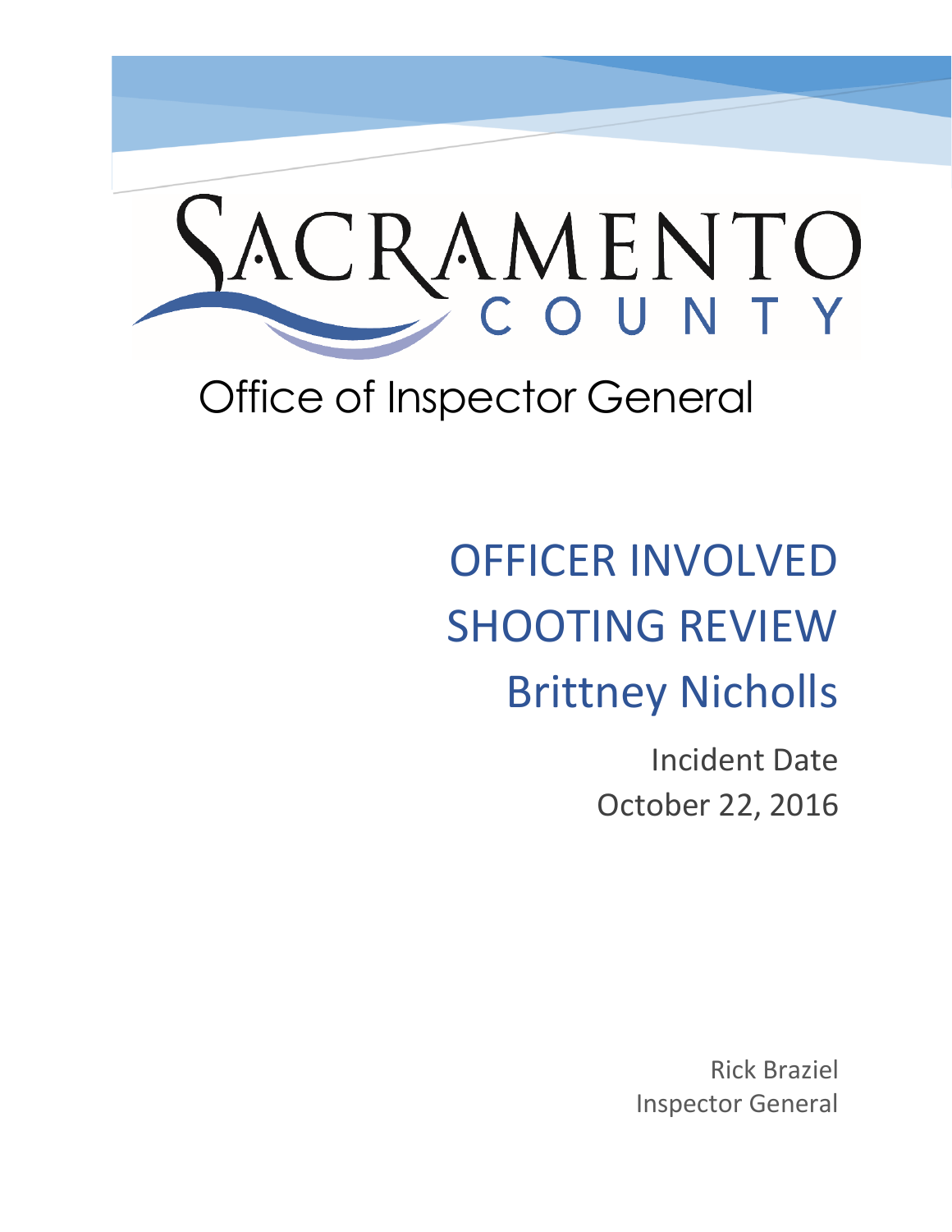SACRAMENTO COUNTY

Office of Inspector General

# OFFICER INVOLVED SHOOTING REVIEW
# Brittney Nicholls

Incident Date
October 22, 2016

Rick Braziel
Inspector General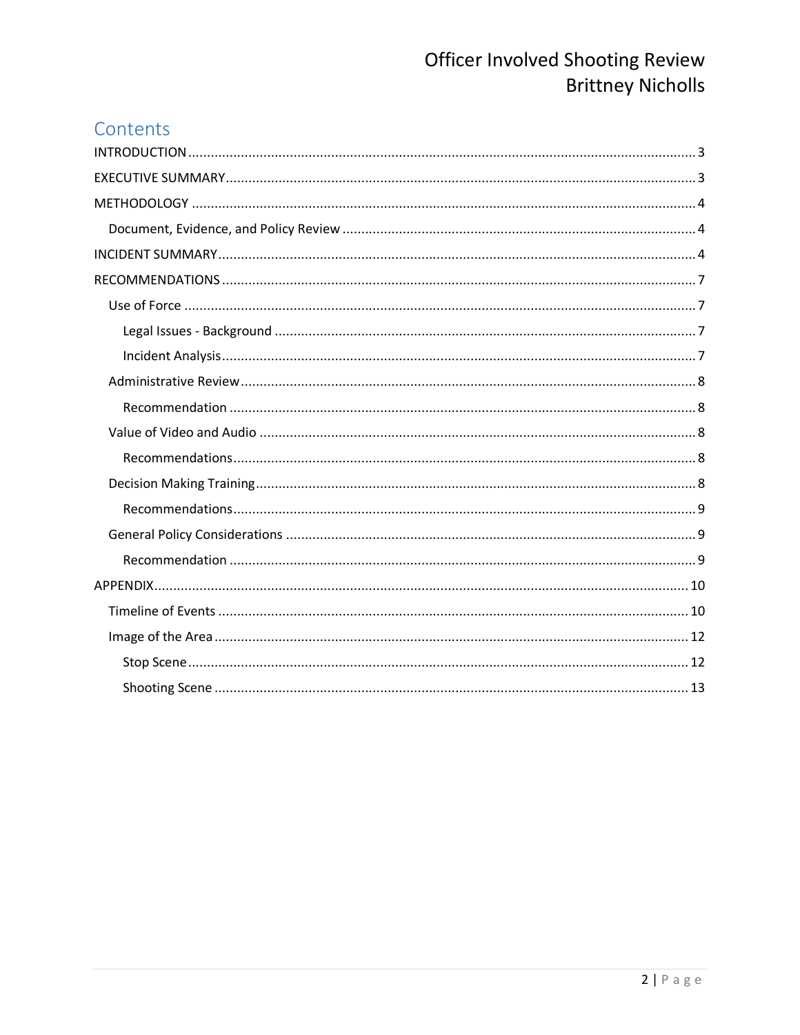# Contents

- INTRODUCTION ..... 3
- EXECUTIVE SUMMARY ..... 3
- METHODOLOGY ..... 4
  - Document, Evidence, and Policy Review ..... 4
- INCIDENT SUMMARY ..... 4
- RECOMMENDATIONS ..... 7
  - Use of Force ..... 7
    - Legal Issues - Background ..... 7
    - Incident Analysis ..... 7
  - Administrative Review ..... 8
    - Recommendation ..... 8
  - Value of Video and Audio ..... 8
    - Recommendations ..... 8
  - Decision Making Training ..... 8
    - Recommendations ..... 9
  - General Policy Considerations ..... 9
    - Recommendation ..... 9
- APPENDIX ..... 10
  - Timeline of Events ..... 10
  - Image of the Area ..... 12
    - Stop Scene ..... 12
    - Shooting Scene ..... 13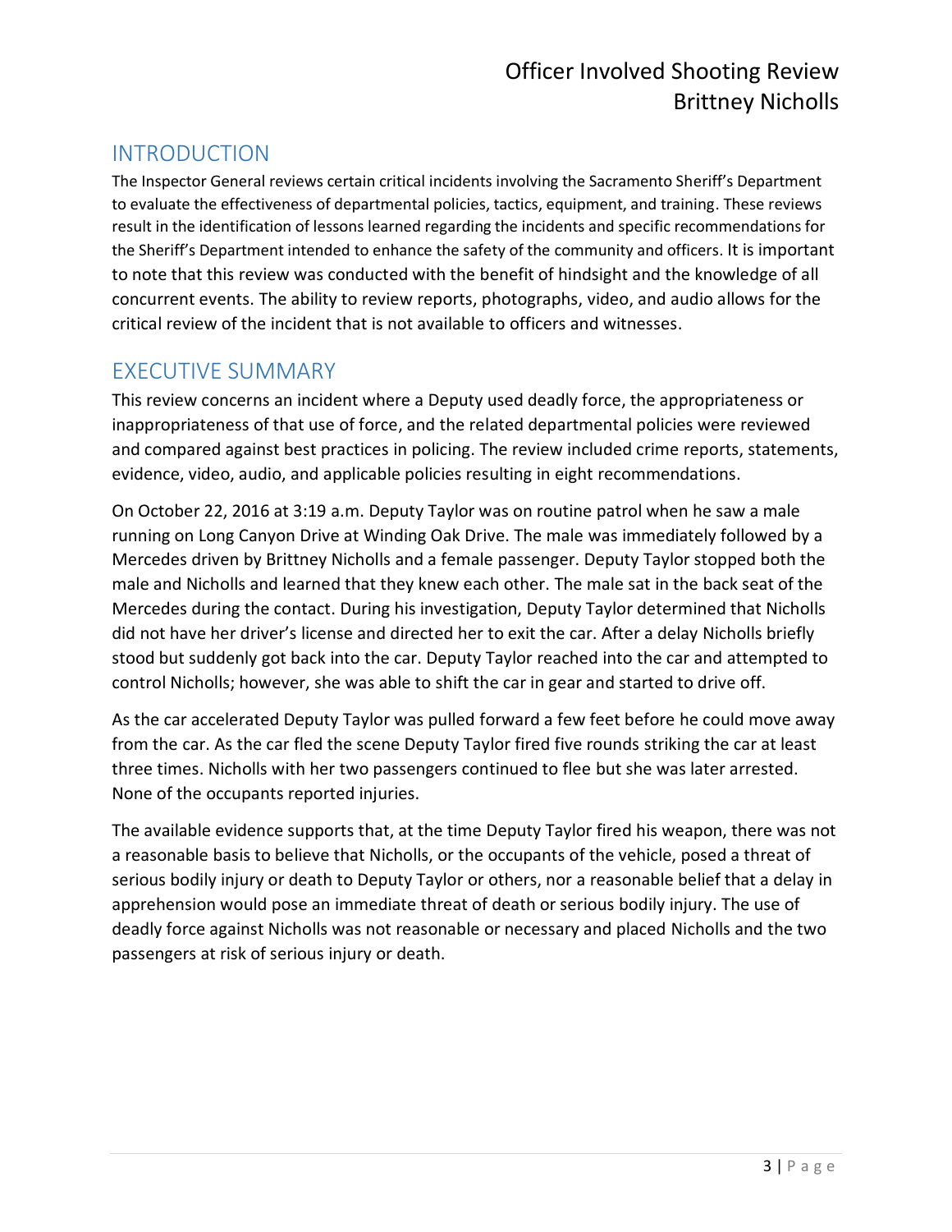## INTRODUCTION

The Inspector General reviews certain critical incidents involving the Sacramento Sheriff's Department to evaluate the effectiveness of departmental policies, tactics, equipment, and training. These reviews result in the identification of lessons learned regarding the incidents and specific recommendations for the Sheriff's Department intended to enhance the safety of the community and officers. It is important to note that this review was conducted with the benefit of hindsight and the knowledge of all concurrent events. The ability to review reports, photographs, video, and audio allows for the critical review of the incident that is not available to officers and witnesses.

## EXECUTIVE SUMMARY

This review concerns an incident where a Deputy used deadly force, the appropriateness or inappropriateness of that use of force, and the related departmental policies were reviewed and compared against best practices in policing. The review included crime reports, statements, evidence, video, audio, and applicable policies resulting in eight recommendations.

On October 22, 2016 at 3:19 a.m. Deputy Taylor was on routine patrol when he saw a male running on Long Canyon Drive at Winding Oak Drive. The male was immediately followed by a Mercedes driven by Brittney Nicholls and a female passenger. Deputy Taylor stopped both the male and Nicholls and learned that they knew each other. The male sat in the back seat of the Mercedes during the contact. During his investigation, Deputy Taylor determined that Nicholls did not have her driver's license and directed her to exit the car. After a delay Nicholls briefly stood but suddenly got back into the car. Deputy Taylor reached into the car and attempted to control Nicholls; however, she was able to shift the car in gear and started to drive off.

As the car accelerated Deputy Taylor was pulled forward a few feet before he could move away from the car. As the car fled the scene Deputy Taylor fired five rounds striking the car at least three times. Nicholls with her two passengers continued to flee but she was later arrested. None of the occupants reported injuries.

The available evidence supports that, at the time Deputy Taylor fired his weapon, there was not a reasonable basis to believe that Nicholls, or the occupants of the vehicle, posed a threat of serious bodily injury or death to Deputy Taylor or others, nor a reasonable belief that a delay in apprehension would pose an immediate threat of death or serious bodily injury. The use of deadly force against Nicholls was not reasonable or necessary and placed Nicholls and the two passengers at risk of serious injury or death.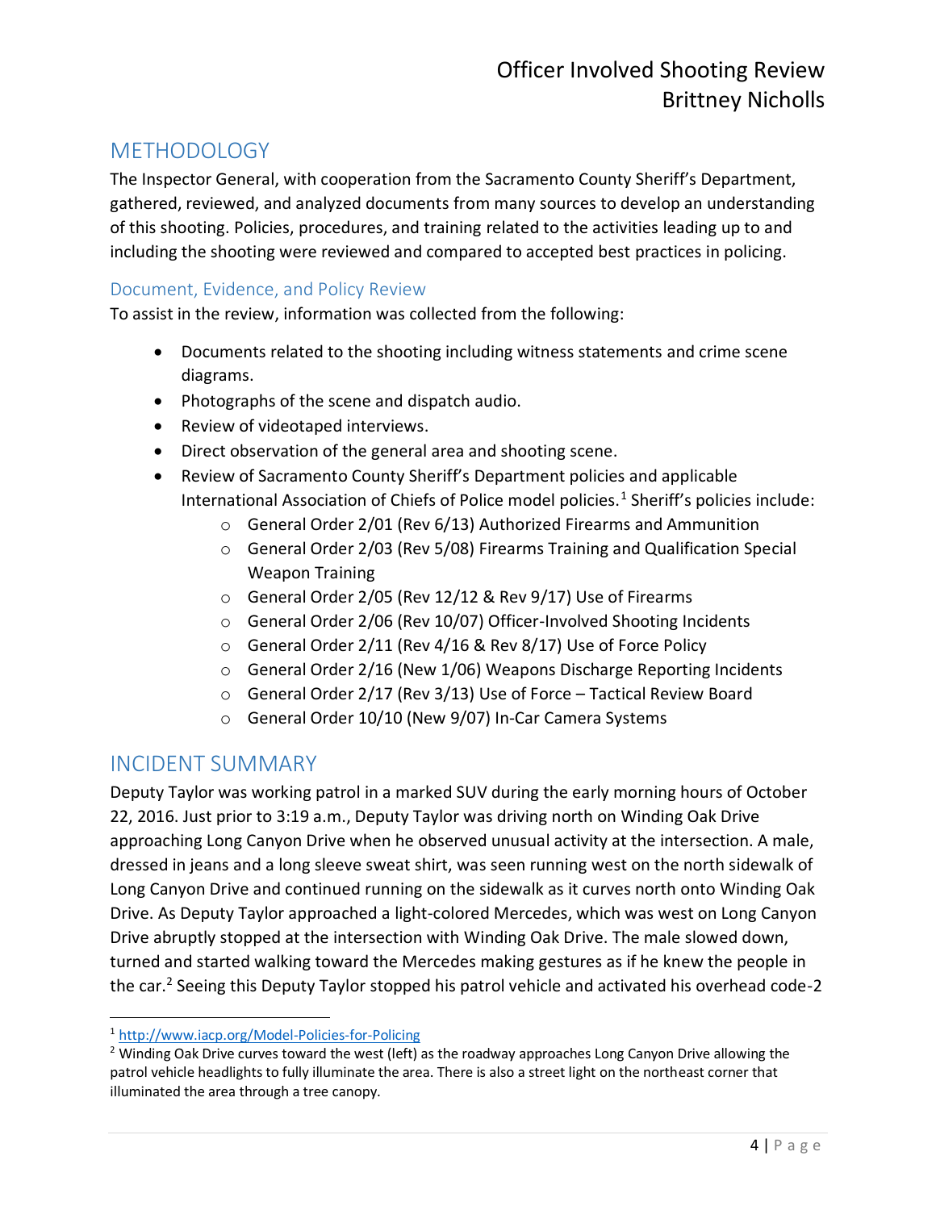## METHODOLOGY

The Inspector General, with cooperation from the Sacramento County Sheriff's Department, gathered, reviewed, and analyzed documents from many sources to develop an understanding of this shooting. Policies, procedures, and training related to the activities leading up to and including the shooting were reviewed and compared to accepted best practices in policing.

### Document, Evidence, and Policy Review

To assist in the review, information was collected from the following:

- Documents related to the shooting including witness statements and crime scene diagrams.
- Photographs of the scene and dispatch audio.
- Review of videotaped interviews.
- Direct observation of the general area and shooting scene.
- Review of Sacramento County Sheriff's Department policies and applicable International Association of Chiefs of Police model policies.[1] Sheriff's policies include:
    - General Order 2/01 (Rev 6/13) Authorized Firearms and Ammunition
    - General Order 2/03 (Rev 5/08) Firearms Training and Qualification Special Weapon Training
    - General Order 2/05 (Rev 12/12 & Rev 9/17) Use of Firearms
    - General Order 2/06 (Rev 10/07) Officer-Involved Shooting Incidents
    - General Order 2/11 (Rev 4/16 & Rev 8/17) Use of Force Policy
    - General Order 2/16 (New 1/06) Weapons Discharge Reporting Incidents
    - General Order 2/17 (Rev 3/13) Use of Force – Tactical Review Board
    - General Order 10/10 (New 9/07) In-Car Camera Systems

## INCIDENT SUMMARY

Deputy Taylor was working patrol in a marked SUV during the early morning hours of October 22, 2016. Just prior to 3:19 a.m., Deputy Taylor was driving north on Winding Oak Drive approaching Long Canyon Drive when he observed unusual activity at the intersection. A male, dressed in jeans and a long sleeve sweat shirt, was seen running west on the north sidewalk of Long Canyon Drive and continued running on the sidewalk as it curves north onto Winding Oak Drive. As Deputy Taylor approached a light-colored Mercedes, which was west on Long Canyon Drive abruptly stopped at the intersection with Winding Oak Drive. The male slowed down, turned and started walking toward the Mercedes making gestures as if he knew the people in the car.[2] Seeing this Deputy Taylor stopped his patrol vehicle and activated his overhead code-2

---

[1] http://www.iacp.org/Model-Policies-for-Policing

[2] Winding Oak Drive curves toward the west (left) as the roadway approaches Long Canyon Drive allowing the patrol vehicle headlights to fully illuminate the area. There is also a street light on the northeast corner that illuminated the area through a tree canopy.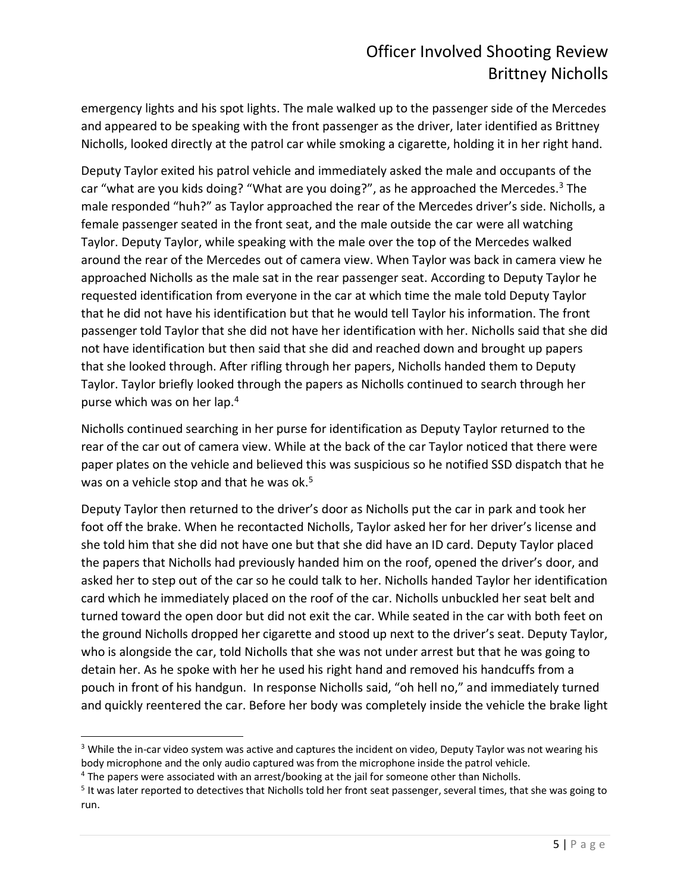emergency lights and his spot lights. The male walked up to the passenger side of the Mercedes and appeared to be speaking with the front passenger as the driver, later identified as Brittney Nicholls, looked directly at the patrol car while smoking a cigarette, holding it in her right hand.

Deputy Taylor exited his patrol vehicle and immediately asked the male and occupants of the car "what are you kids doing? "What are you doing?", as he approached the Mercedes.[3] The male responded "huh?" as Taylor approached the rear of the Mercedes driver's side. Nicholls, a female passenger seated in the front seat, and the male outside the car were all watching Taylor. Deputy Taylor, while speaking with the male over the top of the Mercedes walked around the rear of the Mercedes out of camera view. When Taylor was back in camera view he approached Nicholls as the male sat in the rear passenger seat. According to Deputy Taylor he requested identification from everyone in the car at which time the male told Deputy Taylor that he did not have his identification but that he would tell Taylor his information. The front passenger told Taylor that she did not have her identification with her. Nicholls said that she did not have identification but then said that she did and reached down and brought up papers that she looked through. After rifling through her papers, Nicholls handed them to Deputy Taylor. Taylor briefly looked through the papers as Nicholls continued to search through her purse which was on her lap.[4]

Nicholls continued searching in her purse for identification as Deputy Taylor returned to the rear of the car out of camera view. While at the back of the car Taylor noticed that there were paper plates on the vehicle and believed this was suspicious so he notified SSD dispatch that he was on a vehicle stop and that he was ok.[5]

Deputy Taylor then returned to the driver's door as Nicholls put the car in park and took her foot off the brake. When he recontacted Nicholls, Taylor asked her for her driver's license and she told him that she did not have one but that she did have an ID card. Deputy Taylor placed the papers that Nicholls had previously handed him on the roof, opened the driver's door, and asked her to step out of the car so he could talk to her. Nicholls handed Taylor her identification card which he immediately placed on the roof of the car. Nicholls unbuckled her seat belt and turned toward the open door but did not exit the car. While seated in the car with both feet on the ground Nicholls dropped her cigarette and stood up next to the driver's seat. Deputy Taylor, who is alongside the car, told Nicholls that she was not under arrest but that he was going to detain her. As he spoke with her he used his right hand and removed his handcuffs from a pouch in front of his handgun. In response Nicholls said, "oh hell no," and immediately turned and quickly reentered the car. Before her body was completely inside the vehicle the brake light

---

[3] While the in-car video system was active and captures the incident on video, Deputy Taylor was not wearing his body microphone and the only audio captured was from the microphone inside the patrol vehicle.

[4] The papers were associated with an arrest/booking at the jail for someone other than Nicholls.

[5] It was later reported to detectives that Nicholls told her front seat passenger, several times, that she was going to run.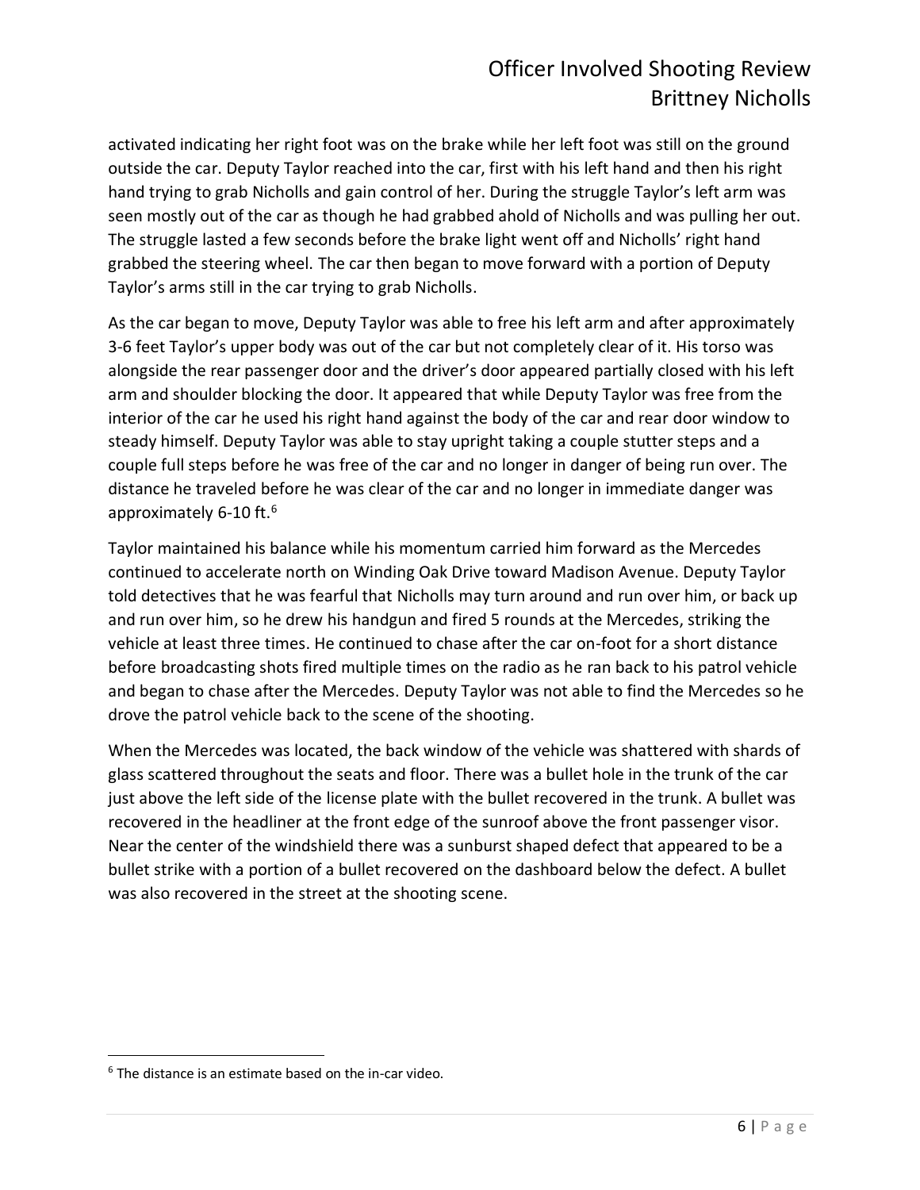activated indicating her right foot was on the brake while her left foot was still on the ground outside the car. Deputy Taylor reached into the car, first with his left hand and then his right hand trying to grab Nicholls and gain control of her. During the struggle Taylor's left arm was seen mostly out of the car as though he had grabbed ahold of Nicholls and was pulling her out. The struggle lasted a few seconds before the brake light went off and Nicholls' right hand grabbed the steering wheel. The car then began to move forward with a portion of Deputy Taylor's arms still in the car trying to grab Nicholls.

As the car began to move, Deputy Taylor was able to free his left arm and after approximately 3-6 feet Taylor's upper body was out of the car but not completely clear of it. His torso was alongside the rear passenger door and the driver's door appeared partially closed with his left arm and shoulder blocking the door. It appeared that while Deputy Taylor was free from the interior of the car he used his right hand against the body of the car and rear door window to steady himself. Deputy Taylor was able to stay upright taking a couple stutter steps and a couple full steps before he was free of the car and no longer in danger of being run over. The distance he traveled before he was clear of the car and no longer in immediate danger was approximately 6-10 ft.[6]

Taylor maintained his balance while his momentum carried him forward as the Mercedes continued to accelerate north on Winding Oak Drive toward Madison Avenue. Deputy Taylor told detectives that he was fearful that Nicholls may turn around and run over him, or back up and run over him, so he drew his handgun and fired 5 rounds at the Mercedes, striking the vehicle at least three times. He continued to chase after the car on-foot for a short distance before broadcasting shots fired multiple times on the radio as he ran back to his patrol vehicle and began to chase after the Mercedes. Deputy Taylor was not able to find the Mercedes so he drove the patrol vehicle back to the scene of the shooting.

When the Mercedes was located, the back window of the vehicle was shattered with shards of glass scattered throughout the seats and floor. There was a bullet hole in the trunk of the car just above the left side of the license plate with the bullet recovered in the trunk. A bullet was recovered in the headliner at the front edge of the sunroof above the front passenger visor. Near the center of the windshield there was a sunburst shaped defect that appeared to be a bullet strike with a portion of a bullet recovered on the dashboard below the defect. A bullet was also recovered in the street at the shooting scene.

[6] The distance is an estimate based on the in-car video.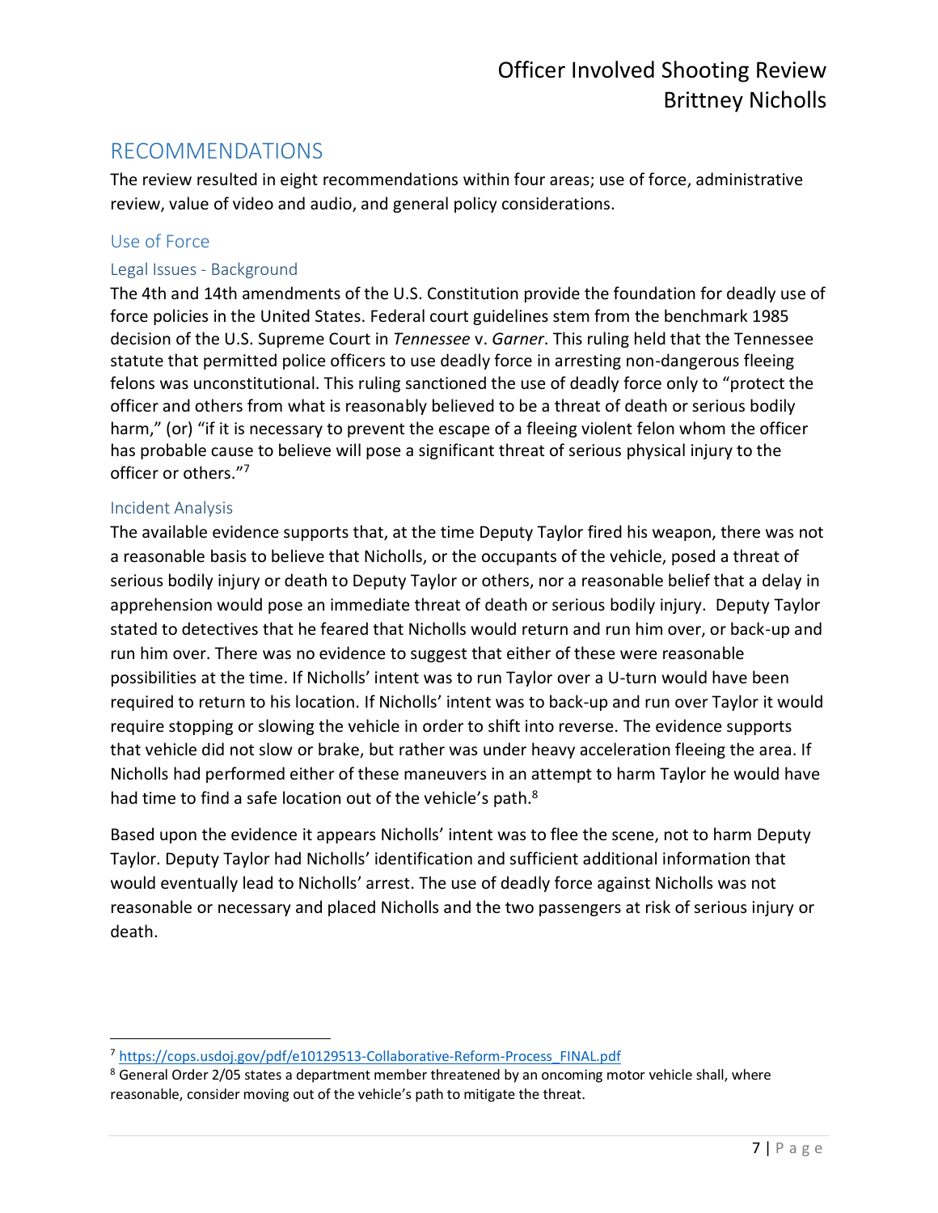## RECOMMENDATIONS

The review resulted in eight recommendations within four areas; use of force, administrative review, value of video and audio, and general policy considerations.

### Use of Force

#### Legal Issues - Background

The 4th and 14th amendments of the U.S. Constitution provide the foundation for deadly use of force policies in the United States. Federal court guidelines stem from the benchmark 1985 decision of the U.S. Supreme Court in *Tennessee* v. *Garner*. This ruling held that the Tennessee statute that permitted police officers to use deadly force in arresting non-dangerous fleeing felons was unconstitutional. This ruling sanctioned the use of deadly force only to "protect the officer and others from what is reasonably believed to be a threat of death or serious bodily harm," (or) "if it is necessary to prevent the escape of a fleeing violent felon whom the officer has probable cause to believe will pose a significant threat of serious physical injury to the officer or others."[7]

#### Incident Analysis

The available evidence supports that, at the time Deputy Taylor fired his weapon, there was not a reasonable basis to believe that Nicholls, or the occupants of the vehicle, posed a threat of serious bodily injury or death to Deputy Taylor or others, nor a reasonable belief that a delay in apprehension would pose an immediate threat of death or serious bodily injury. Deputy Taylor stated to detectives that he feared that Nicholls would return and run him over, or back-up and run him over. There was no evidence to suggest that either of these were reasonable possibilities at the time. If Nicholls' intent was to run Taylor over a U-turn would have been required to return to his location. If Nicholls' intent was to back-up and run over Taylor it would require stopping or slowing the vehicle in order to shift into reverse. The evidence supports that vehicle did not slow or brake, but rather was under heavy acceleration fleeing the area. If Nicholls had performed either of these maneuvers in an attempt to harm Taylor he would have had time to find a safe location out of the vehicle's path.[8]

Based upon the evidence it appears Nicholls' intent was to flee the scene, not to harm Deputy Taylor. Deputy Taylor had Nicholls' identification and sufficient additional information that would eventually lead to Nicholls' arrest. The use of deadly force against Nicholls was not reasonable or necessary and placed Nicholls and the two passengers at risk of serious injury or death.

---

[7] https://cops.usdoj.gov/pdf/e10129513-Collaborative-Reform-Process_FINAL.pdf

[8] General Order 2/05 states a department member threatened by an oncoming motor vehicle shall, where reasonable, consider moving out of the vehicle's path to mitigate the threat.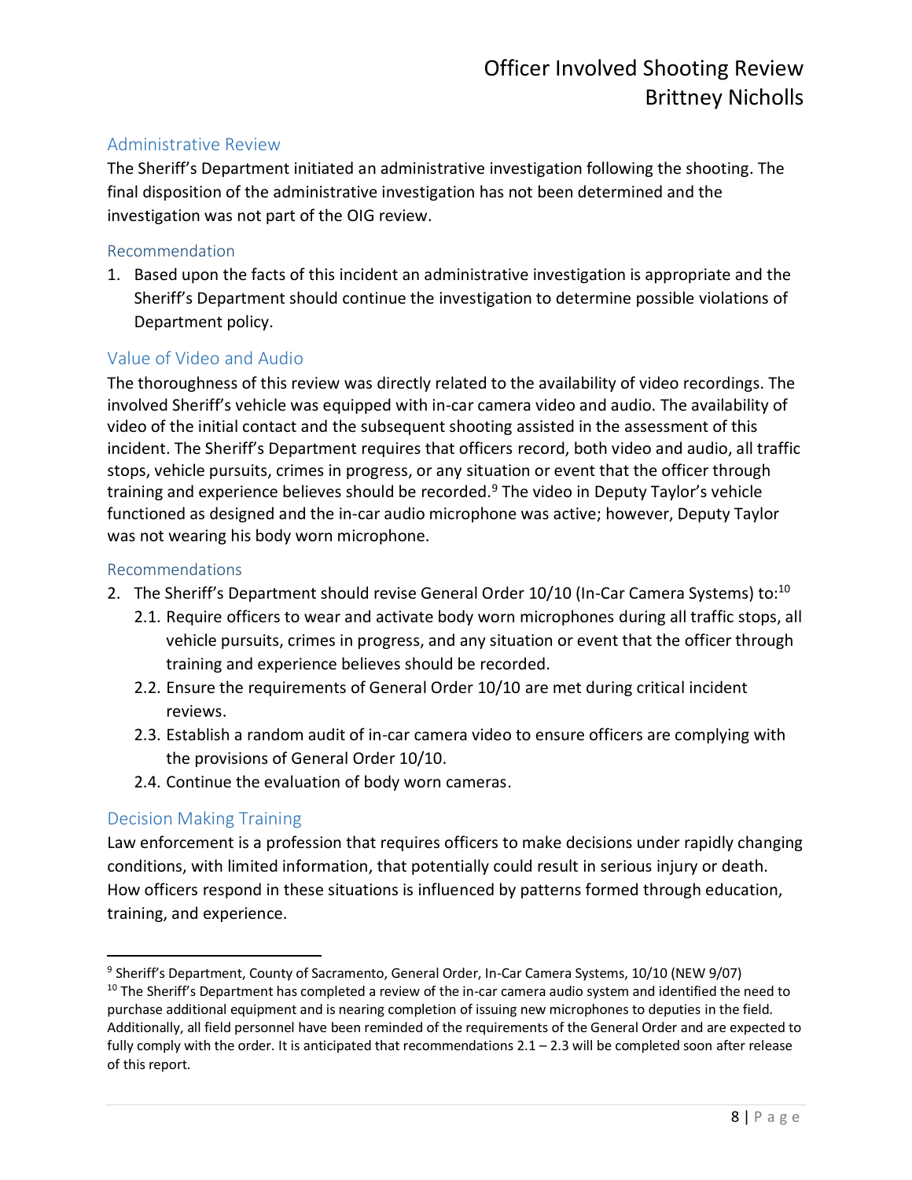## Administrative Review

The Sheriff's Department initiated an administrative investigation following the shooting. The final disposition of the administrative investigation has not been determined and the investigation was not part of the OIG review.

### Recommendation

1. Based upon the facts of this incident an administrative investigation is appropriate and the Sheriff's Department should continue the investigation to determine possible violations of Department policy.

## Value of Video and Audio

The thoroughness of this review was directly related to the availability of video recordings. The involved Sheriff's vehicle was equipped with in-car camera video and audio. The availability of video of the initial contact and the subsequent shooting assisted in the assessment of this incident. The Sheriff's Department requires that officers record, both video and audio, all traffic stops, vehicle pursuits, crimes in progress, or any situation or event that the officer through training and experience believes should be recorded.[9] The video in Deputy Taylor's vehicle functioned as designed and the in-car audio microphone was active; however, Deputy Taylor was not wearing his body worn microphone.

### Recommendations

2. The Sheriff's Department should revise General Order 10/10 (In-Car Camera Systems) to:[10]
   - 2.1. Require officers to wear and activate body worn microphones during all traffic stops, all vehicle pursuits, crimes in progress, and any situation or event that the officer through training and experience believes should be recorded.
   - 2.2. Ensure the requirements of General Order 10/10 are met during critical incident reviews.
   - 2.3. Establish a random audit of in-car camera video to ensure officers are complying with the provisions of General Order 10/10.
   - 2.4. Continue the evaluation of body worn cameras.

## Decision Making Training

Law enforcement is a profession that requires officers to make decisions under rapidly changing conditions, with limited information, that potentially could result in serious injury or death. How officers respond in these situations is influenced by patterns formed through education, training, and experience.

---

[9] Sheriff's Department, County of Sacramento, General Order, In-Car Camera Systems, 10/10 (NEW 9/07)

[10] The Sheriff's Department has completed a review of the in-car camera audio system and identified the need to purchase additional equipment and is nearing completion of issuing new microphones to deputies in the field. Additionally, all field personnel have been reminded of the requirements of the General Order and are expected to fully comply with the order. It is anticipated that recommendations 2.1 – 2.3 will be completed soon after release of this report.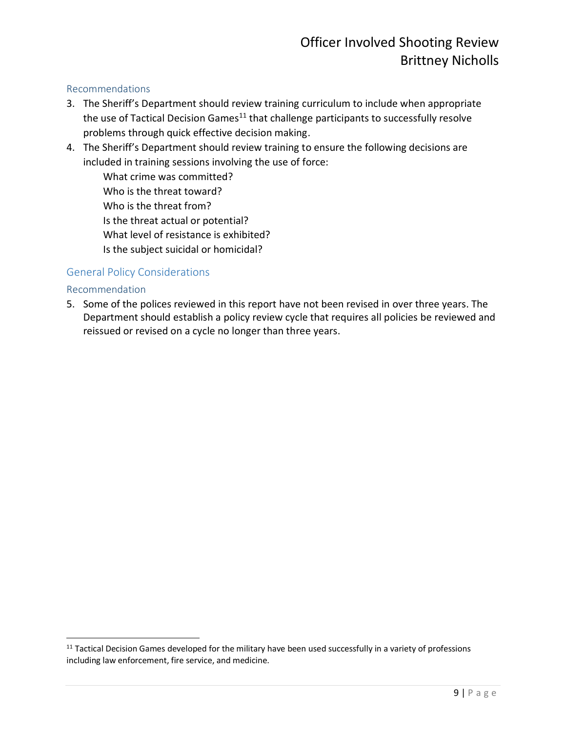### Recommendations

3. The Sheriff's Department should review training curriculum to include when appropriate the use of Tactical Decision Games[11] that challenge participants to successfully resolve problems through quick effective decision making.
4. The Sheriff's Department should review training to ensure the following decisions are included in training sessions involving the use of force:

   What crime was committed?
   Who is the threat toward?
   Who is the threat from?
   Is the threat actual or potential?
   What level of resistance is exhibited?
   Is the subject suicidal or homicidal?

## General Policy Considerations

### Recommendation

5. Some of the polices reviewed in this report have not been revised in over three years. The Department should establish a policy review cycle that requires all policies be reviewed and reissued or revised on a cycle no longer than three years.

---

[11] Tactical Decision Games developed for the military have been used successfully in a variety of professions including law enforcement, fire service, and medicine.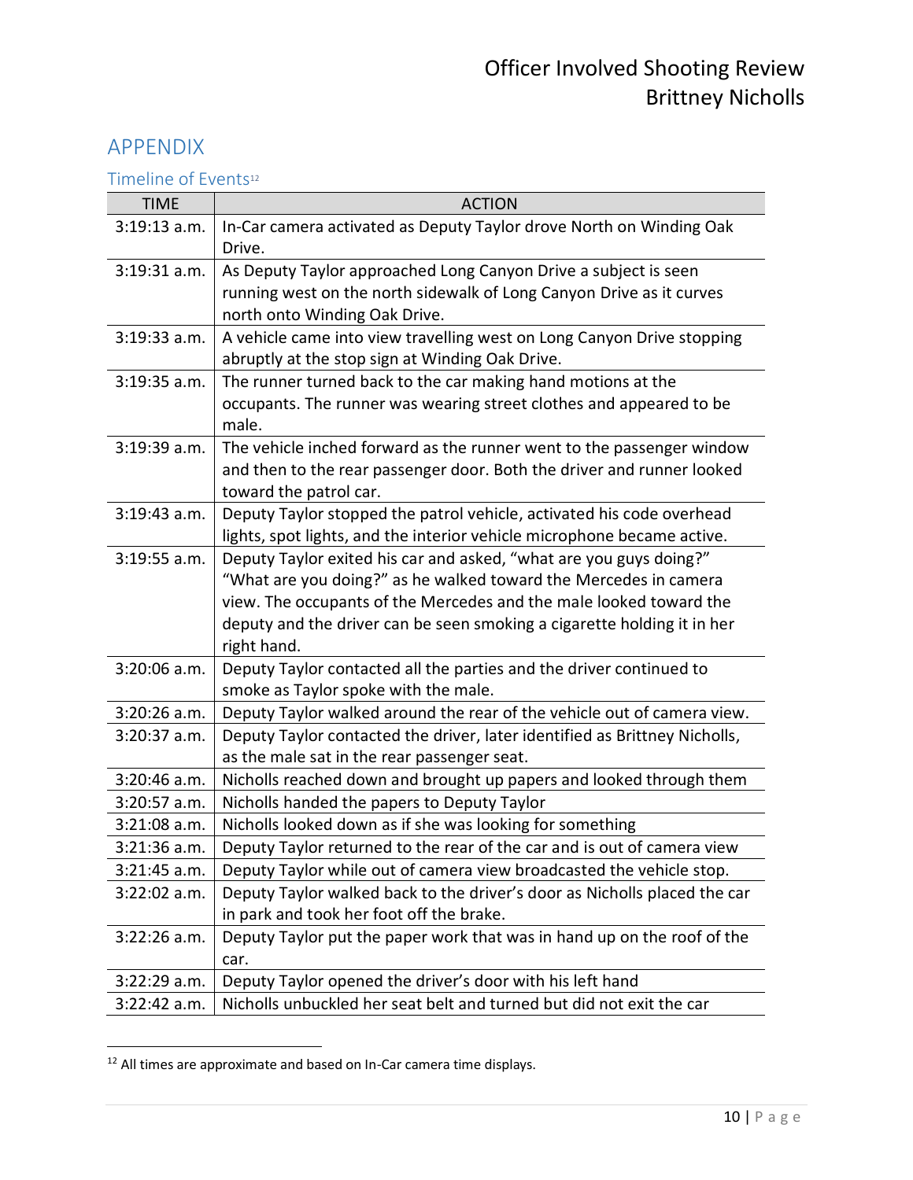## APPENDIX

### Timeline of Events[12]

| TIME | ACTION |
|---|---|
| 3:19:13 a.m. | In-Car camera activated as Deputy Taylor drove North on Winding Oak Drive. |
| 3:19:31 a.m. | As Deputy Taylor approached Long Canyon Drive a subject is seen running west on the north sidewalk of Long Canyon Drive as it curves north onto Winding Oak Drive. |
| 3:19:33 a.m. | A vehicle came into view travelling west on Long Canyon Drive stopping abruptly at the stop sign at Winding Oak Drive. |
| 3:19:35 a.m. | The runner turned back to the car making hand motions at the occupants. The runner was wearing street clothes and appeared to be male. |
| 3:19:39 a.m. | The vehicle inched forward as the runner went to the passenger window and then to the rear passenger door. Both the driver and runner looked toward the patrol car. |
| 3:19:43 a.m. | Deputy Taylor stopped the patrol vehicle, activated his code overhead lights, spot lights, and the interior vehicle microphone became active. |
| 3:19:55 a.m. | Deputy Taylor exited his car and asked, "what are you guys doing?" "What are you doing?" as he walked toward the Mercedes in camera view. The occupants of the Mercedes and the male looked toward the deputy and the driver can be seen smoking a cigarette holding it in her right hand. |
| 3:20:06 a.m. | Deputy Taylor contacted all the parties and the driver continued to smoke as Taylor spoke with the male. |
| 3:20:26 a.m. | Deputy Taylor walked around the rear of the vehicle out of camera view. |
| 3:20:37 a.m. | Deputy Taylor contacted the driver, later identified as Brittney Nicholls, as the male sat in the rear passenger seat. |
| 3:20:46 a.m. | Nicholls reached down and brought up papers and looked through them |
| 3:20:57 a.m. | Nicholls handed the papers to Deputy Taylor |
| 3:21:08 a.m. | Nicholls looked down as if she was looking for something |
| 3:21:36 a.m. | Deputy Taylor returned to the rear of the car and is out of camera view |
| 3:21:45 a.m. | Deputy Taylor while out of camera view broadcasted the vehicle stop. |
| 3:22:02 a.m. | Deputy Taylor walked back to the driver's door as Nicholls placed the car in park and took her foot off the brake. |
| 3:22:26 a.m. | Deputy Taylor put the paper work that was in hand up on the roof of the car. |
| 3:22:29 a.m. | Deputy Taylor opened the driver's door with his left hand |
| 3:22:42 a.m. | Nicholls unbuckled her seat belt and turned but did not exit the car |

[12] All times are approximate and based on In-Car camera time displays.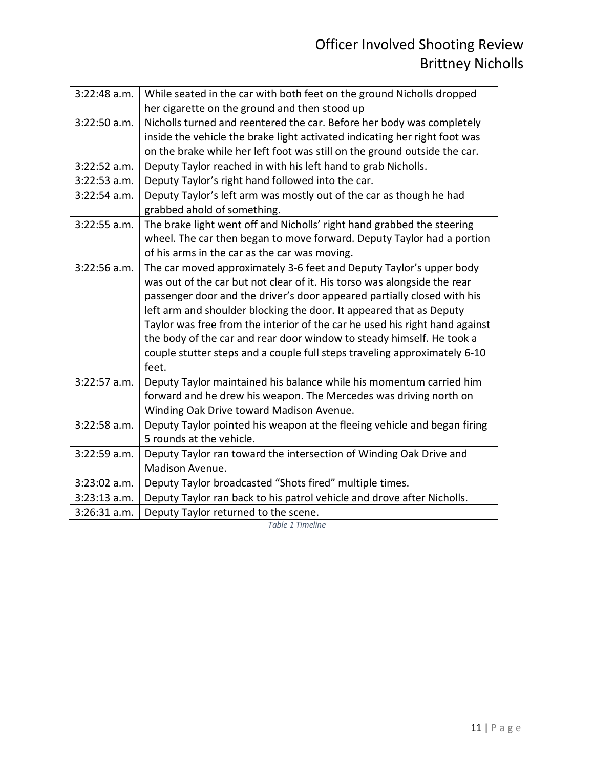| | |
|---|---|
| 3:22:48 a.m. | While seated in the car with both feet on the ground Nicholls dropped her cigarette on the ground and then stood up |
| 3:22:50 a.m. | Nicholls turned and reentered the car. Before her body was completely inside the vehicle the brake light activated indicating her right foot was on the brake while her left foot was still on the ground outside the car. |
| 3:22:52 a.m. | Deputy Taylor reached in with his left hand to grab Nicholls. |
| 3:22:53 a.m. | Deputy Taylor's right hand followed into the car. |
| 3:22:54 a.m. | Deputy Taylor's left arm was mostly out of the car as though he had grabbed ahold of something. |
| 3:22:55 a.m. | The brake light went off and Nicholls' right hand grabbed the steering wheel. The car then began to move forward. Deputy Taylor had a portion of his arms in the car as the car was moving. |
| 3:22:56 a.m. | The car moved approximately 3-6 feet and Deputy Taylor's upper body was out of the car but not clear of it. His torso was alongside the rear passenger door and the driver's door appeared partially closed with his left arm and shoulder blocking the door. It appeared that as Deputy Taylor was free from the interior of the car he used his right hand against the body of the car and rear door window to steady himself. He took a couple stutter steps and a couple full steps traveling approximately 6-10 feet. |
| 3:22:57 a.m. | Deputy Taylor maintained his balance while his momentum carried him forward and he drew his weapon. The Mercedes was driving north on Winding Oak Drive toward Madison Avenue. |
| 3:22:58 a.m. | Deputy Taylor pointed his weapon at the fleeing vehicle and began firing 5 rounds at the vehicle. |
| 3:22:59 a.m. | Deputy Taylor ran toward the intersection of Winding Oak Drive and Madison Avenue. |
| 3:23:02 a.m. | Deputy Taylor broadcasted "Shots fired" multiple times. |
| 3:23:13 a.m. | Deputy Taylor ran back to his patrol vehicle and drove after Nicholls. |
| 3:26:31 a.m. | Deputy Taylor returned to the scene. |

*Table 1 Timeline*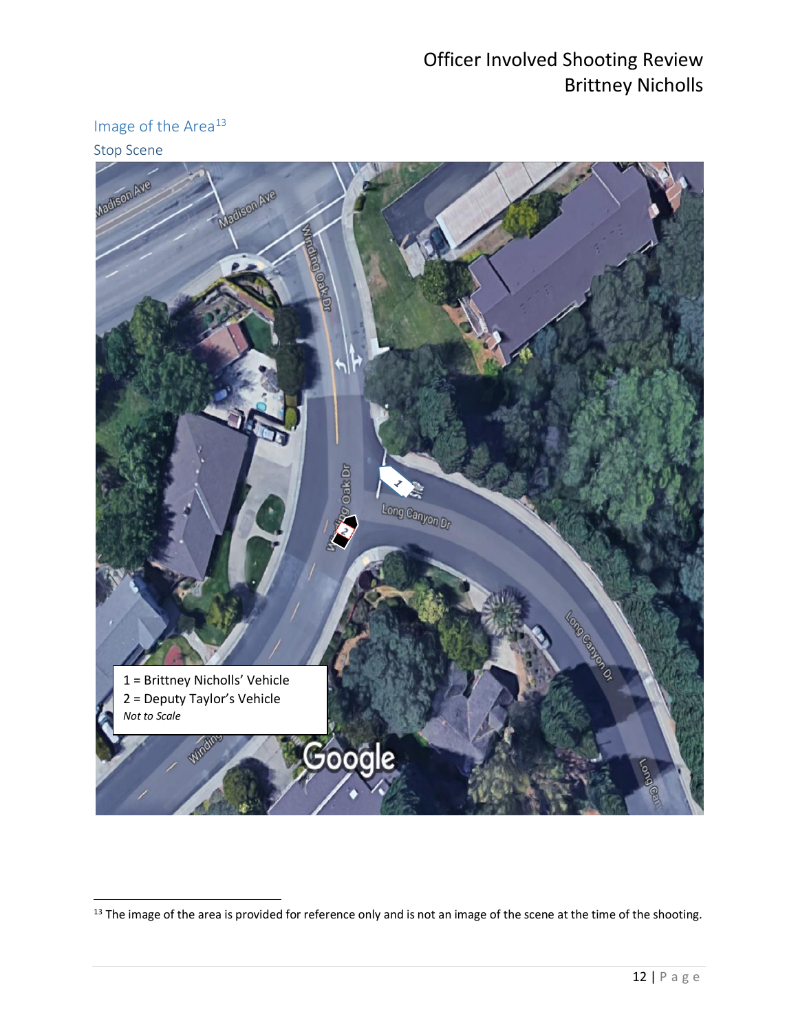## Image of the Area[13]

### Stop Scene

1 = Brittney Nicholls' Vehicle
2 = Deputy Taylor's Vehicle
*Not to Scale*

[13] The image of the area is provided for reference only and is not an image of the scene at the time of the shooting.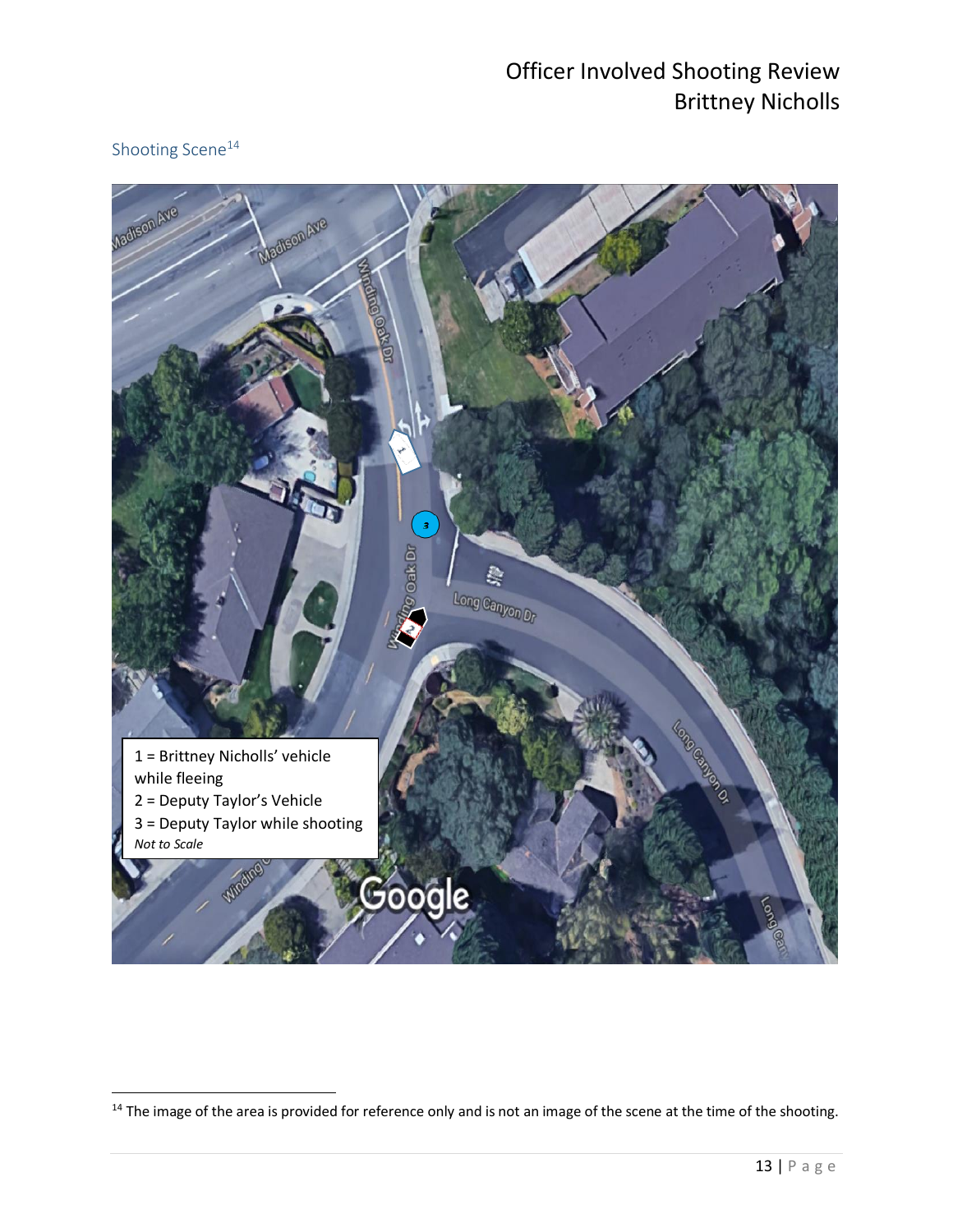## Shooting Scene[14]

1 = Brittney Nicholls' vehicle while fleeing
2 = Deputy Taylor's Vehicle
3 = Deputy Taylor while shooting
*Not to Scale*

[14] The image of the area is provided for reference only and is not an image of the scene at the time of the shooting.